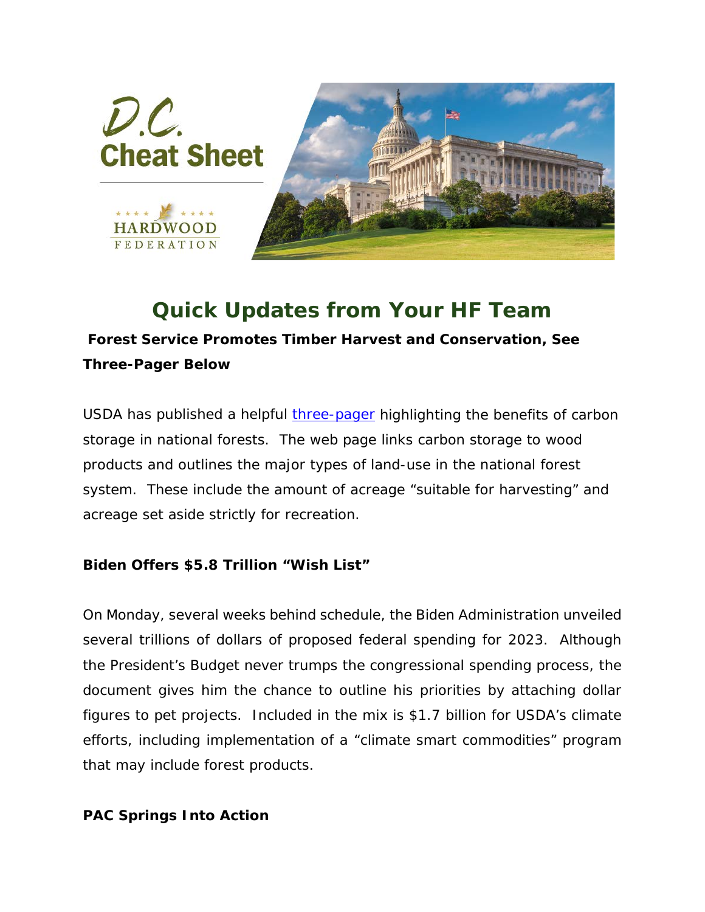D.C. Cheat Sheet

HARDWOOD FEDERATION

# Quick Updates from Your HF Team

**Forest Service Promotes Timber Harvest and Conservation, See Three-Pager Below**

USDA has published a helpful [three-pager]() highlighting the benefits of carbon storage in national forests. The web page links carbon storage to wood products and outlines the major types of land-use in the national forest system. These include the amount of acreage "suitable for harvesting" and acreage set aside strictly for recreation.

**Biden Offers $5.8 Trillion "Wish List"**

On Monday, several weeks behind schedule, the Biden Administration unveiled several trillions of dollars of proposed federal spending for 2023. Although the President's Budget never trumps the congressional spending process, the document gives him the chance to outline his priorities by attaching dollar figures to pet projects. Included in the mix is $1.7 billion for USDA's climate efforts, including implementation of a "climate smart commodities" program that may include forest products.

**PAC Springs Into Action**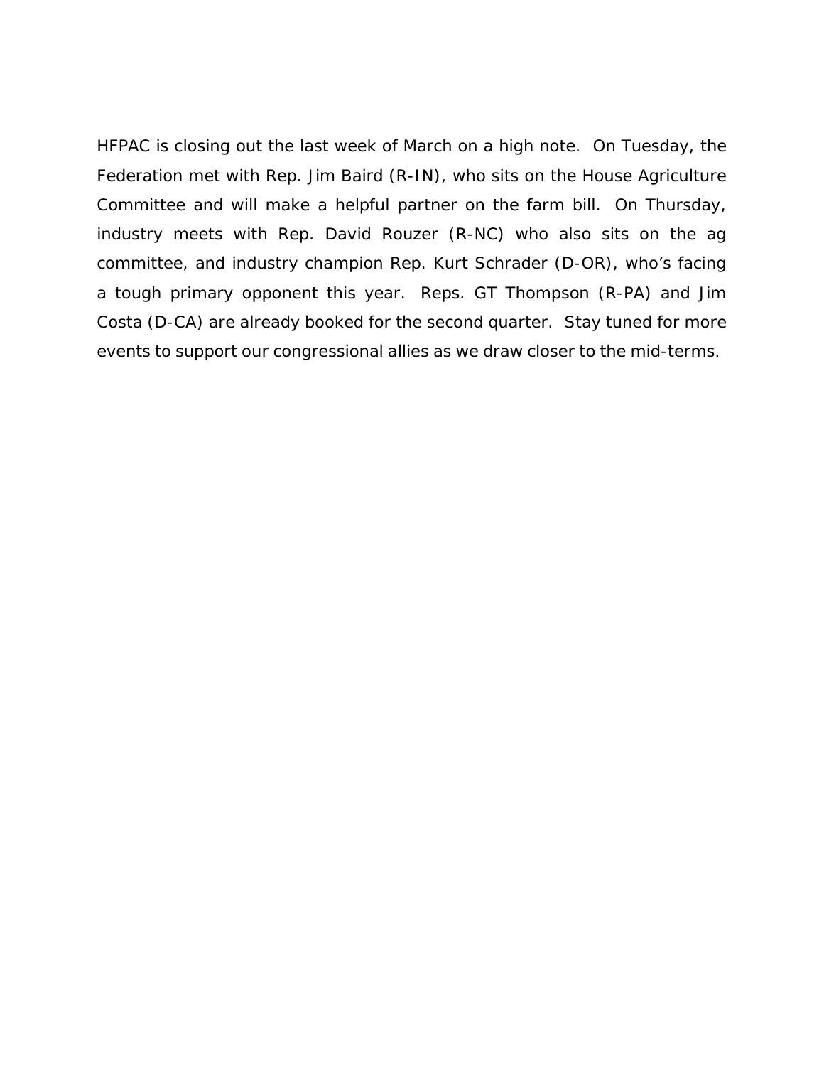HFPAC is closing out the last week of March on a high note.  On Tuesday, the Federation met with Rep. Jim Baird (R-IN), who sits on the House Agriculture Committee and will make a helpful partner on the farm bill.  On Thursday, industry meets with Rep. David Rouzer (R-NC) who also sits on the ag committee, and industry champion Rep. Kurt Schrader (D-OR), who's facing a tough primary opponent this year.  Reps. GT Thompson (R-PA) and Jim Costa (D-CA) are already booked for the second quarter.  Stay tuned for more events to support our congressional allies as we draw closer to the mid-terms.